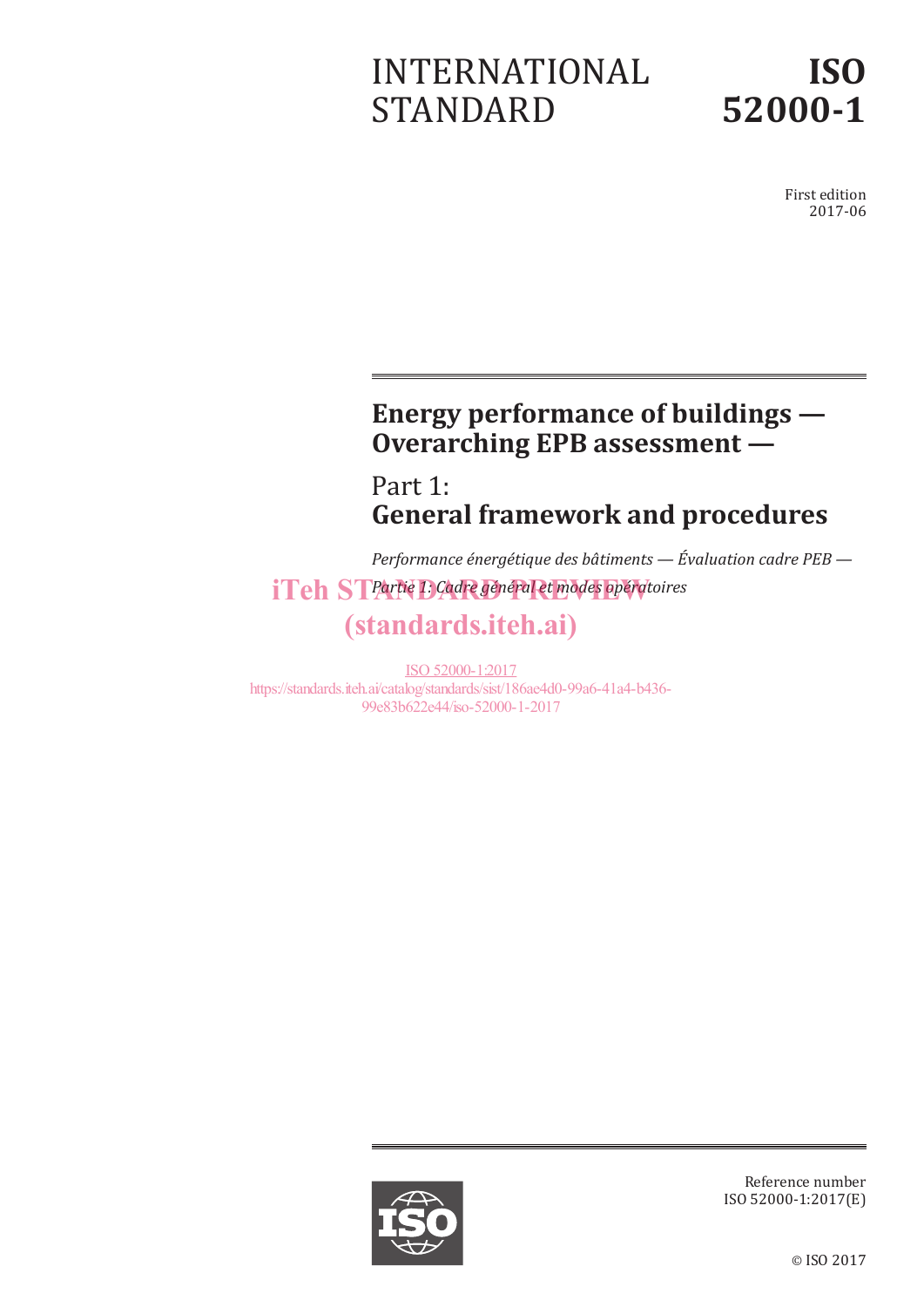# INTERNATIONAL STANDARD

# ISO 52000-1

First edition
2017-06

## Energy performance of buildings — Overarching EPB assessment —

## Part 1: General framework and procedures

*Performance énergétique des bâtiments — Évaluation cadre PEB — Partie 1: Cadre général et modes opératoires*

iTeh STANDARD PREVIEW
(standards.iteh.ai)

ISO 52000-1:2017
https://standards.iteh.ai/catalog/standards/sist/186ae4d0-99a6-41a4-b436-99e83b622e44/iso-52000-1-2017

Reference number
ISO 52000-1:2017(E)

© ISO 2017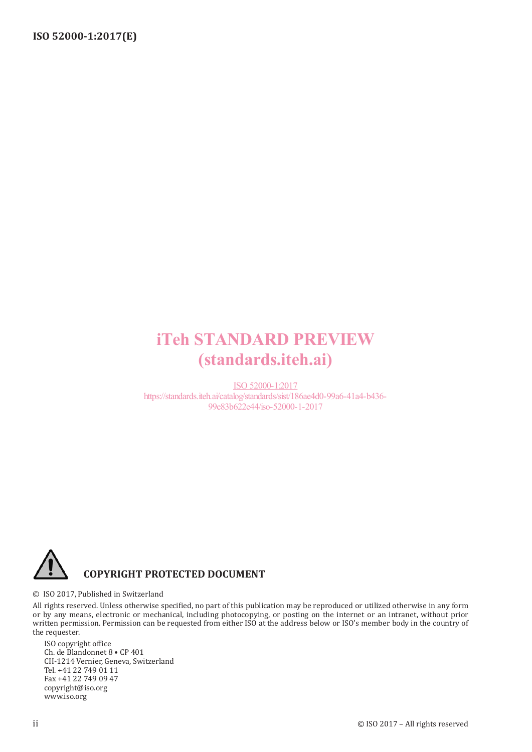iTeh STANDARD PREVIEW
(standards.iteh.ai)

ISO 52000-1:2017
https://standards.iteh.ai/catalog/standards/sist/186ae4d0-99a6-41a4-b436-99e83b622e44/iso-52000-1-2017

**COPYRIGHT PROTECTED DOCUMENT**

© ISO 2017, Published in Switzerland

All rights reserved. Unless otherwise specified, no part of this publication may be reproduced or utilized otherwise in any form or by any means, electronic or mechanical, including photocopying, or posting on the internet or an intranet, without prior written permission. Permission can be requested from either ISO at the address below or ISO's member body in the country of the requester.

ISO copyright office
Ch. de Blandonnet 8 • CP 401
CH-1214 Vernier, Geneva, Switzerland
Tel. +41 22 749 01 11
Fax +41 22 749 09 47
copyright@iso.org
www.iso.org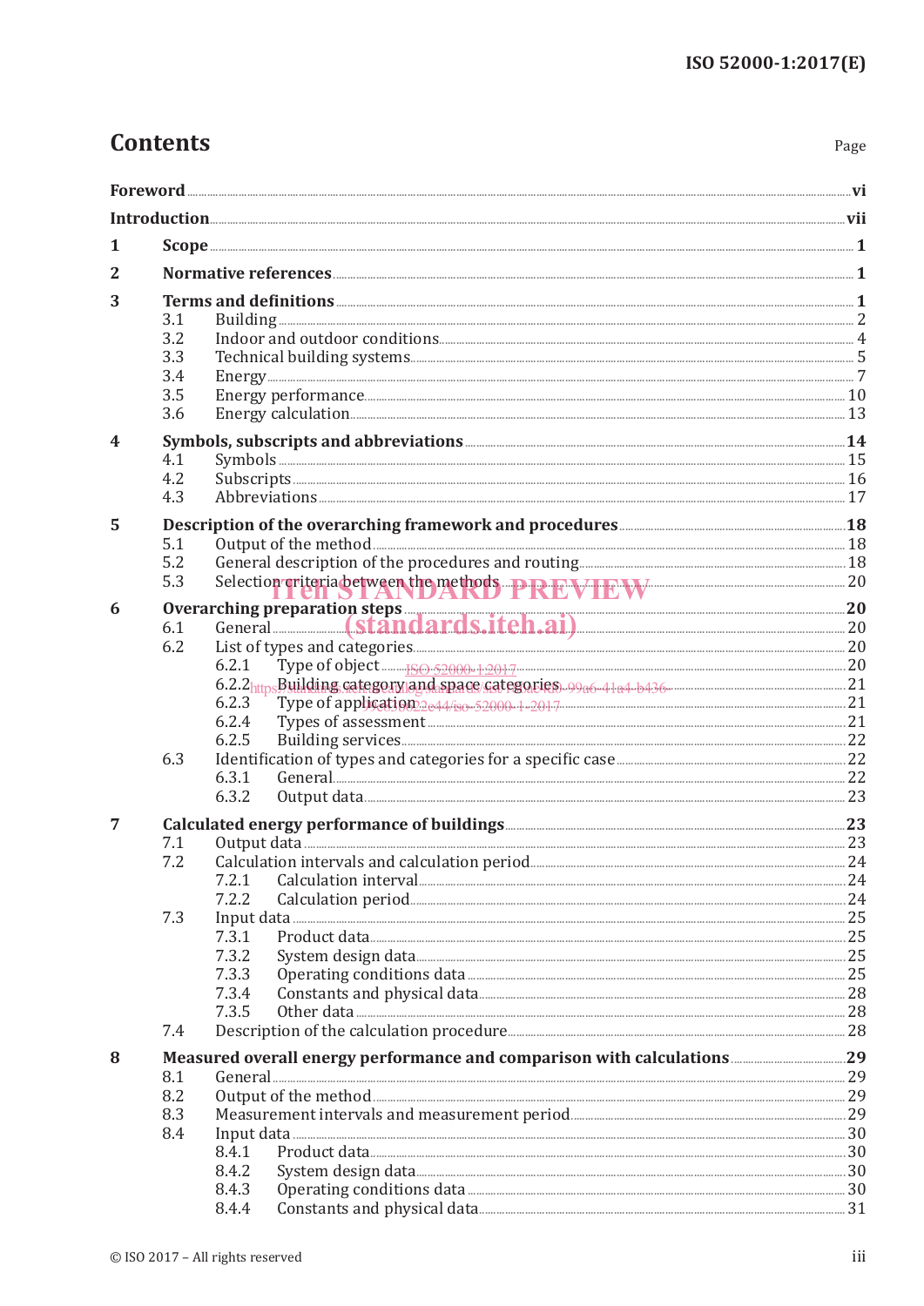# Contents

Page

**Foreword** ... vi

**Introduction** ... vii

**1 Scope** ... 1

**2 Normative references** ... 1

**3 Terms and definitions** ... 1

- 3.1 Building ... 2
- 3.2 Indoor and outdoor conditions ... 4
- 3.3 Technical building systems ... 5
- 3.4 Energy ... 7
- 3.5 Energy performance ... 10
- 3.6 Energy calculation ... 13

**4 Symbols, subscripts and abbreviations** ... 14

- 4.1 Symbols ... 15
- 4.2 Subscripts ... 16
- 4.3 Abbreviations ... 17

**5 Description of the overarching framework and procedures** ... 18

- 5.1 Output of the method ... 18
- 5.2 General description of the procedures and routing ... 18
- 5.3 Selection criteria between the methods ... 20

**6 Overarching preparation steps** ... 20

- 6.1 General ... 20
- 6.2 List of types and categories ... 20
  - 6.2.1 Type of object ... 20
  - 6.2.2 Building category and space categories ... 21
  - 6.2.3 Type of application ... 21
  - 6.2.4 Types of assessment ... 21
  - 6.2.5 Building services ... 22
- 6.3 Identification of types and categories for a specific case ... 22
  - 6.3.1 General ... 22
  - 6.3.2 Output data ... 23

**7 Calculated energy performance of buildings** ... 23

- 7.1 Output data ... 23
- 7.2 Calculation intervals and calculation period ... 24
  - 7.2.1 Calculation interval ... 24
  - 7.2.2 Calculation period ... 24
- 7.3 Input data ... 25
  - 7.3.1 Product data ... 25
  - 7.3.2 System design data ... 25
  - 7.3.3 Operating conditions data ... 25
  - 7.3.4 Constants and physical data ... 28
  - 7.3.5 Other data ... 28
- 7.4 Description of the calculation procedure ... 28

**8 Measured overall energy performance and comparison with calculations** ... 29

- 8.1 General ... 29
- 8.2 Output of the method ... 29
- 8.3 Measurement intervals and measurement period ... 29
- 8.4 Input data ... 30
  - 8.4.1 Product data ... 30
  - 8.4.2 System design data ... 30
  - 8.4.3 Operating conditions data ... 30
  - 8.4.4 Constants and physical data ... 31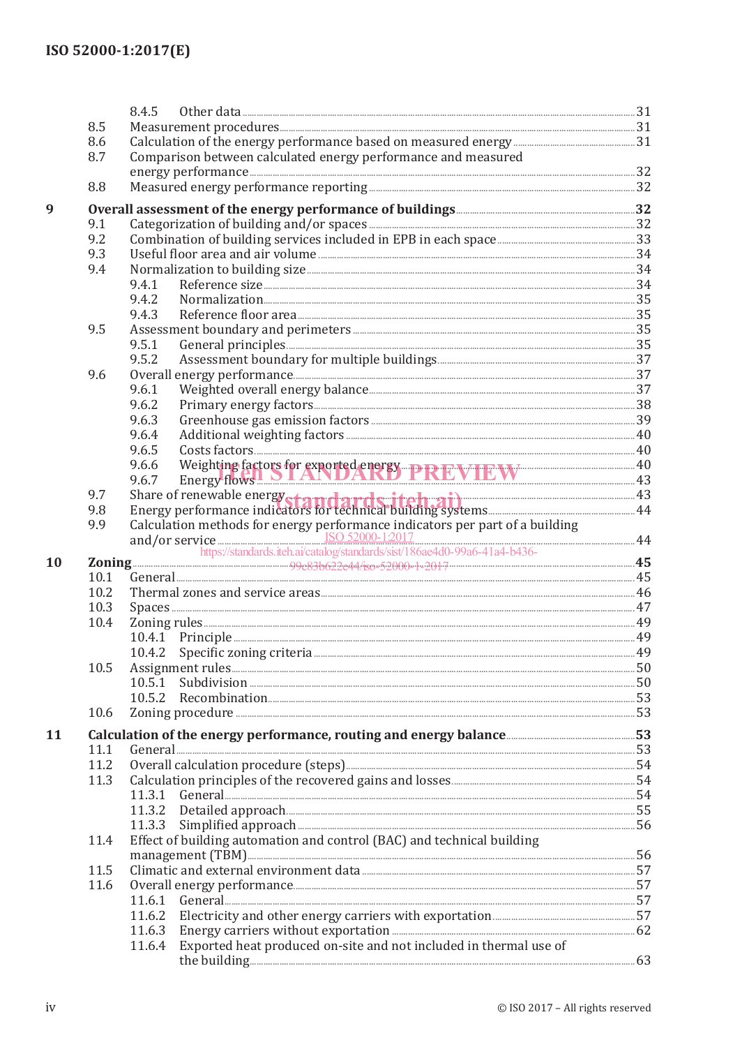8.4.5 Other data ... 31
8.5 Measurement procedures ... 31
8.6 Calculation of the energy performance based on measured energy ... 31
8.7 Comparison between calculated energy performance and measured energy performance ... 32
8.8 Measured energy performance reporting ... 32

**9 Overall assessment of the energy performance of buildings ... 32**
9.1 Categorization of building and/or spaces ... 32
9.2 Combination of building services included in EPB in each space ... 33
9.3 Useful floor area and air volume ... 34
9.4 Normalization to building size ... 34
9.4.1 Reference size ... 34
9.4.2 Normalization ... 35
9.4.3 Reference floor area ... 35
9.5 Assessment boundary and perimeters ... 35
9.5.1 General principles ... 35
9.5.2 Assessment boundary for multiple buildings ... 37
9.6 Overall energy performance ... 37
9.6.1 Weighted overall energy balance ... 37
9.6.2 Primary energy factors ... 38
9.6.3 Greenhouse gas emission factors ... 39
9.6.4 Additional weighting factors ... 40
9.6.5 Costs factors ... 40
9.6.6 Weighting factors for exported energy ... 40
9.6.7 Energy flows ... 43
9.7 Share of renewable energy ... 43
9.8 Energy performance indicators for technical building systems ... 44
9.9 Calculation methods for energy performance indicators per part of a building and/or service ... 44

**10 Zoning ... 45**
10.1 General ... 45
10.2 Thermal zones and service areas ... 46
10.3 Spaces ... 47
10.4 Zoning rules ... 49
10.4.1 Principle ... 49
10.4.2 Specific zoning criteria ... 49
10.5 Assignment rules ... 50
10.5.1 Subdivision ... 50
10.5.2 Recombination ... 53
10.6 Zoning procedure ... 53

**11 Calculation of the energy performance, routing and energy balance ... 53**
11.1 General ... 53
11.2 Overall calculation procedure (steps) ... 54
11.3 Calculation principles of the recovered gains and losses ... 54
11.3.1 General ... 54
11.3.2 Detailed approach ... 55
11.3.3 Simplified approach ... 56
11.4 Effect of building automation and control (BAC) and technical building management (TBM) ... 56
11.5 Climatic and external environment data ... 57
11.6 Overall energy performance ... 57
11.6.1 General ... 57
11.6.2 Electricity and other energy carriers with exportation ... 57
11.6.3 Energy carriers without exportation ... 62
11.6.4 Exported heat produced on-site and not included in thermal use of the building ... 63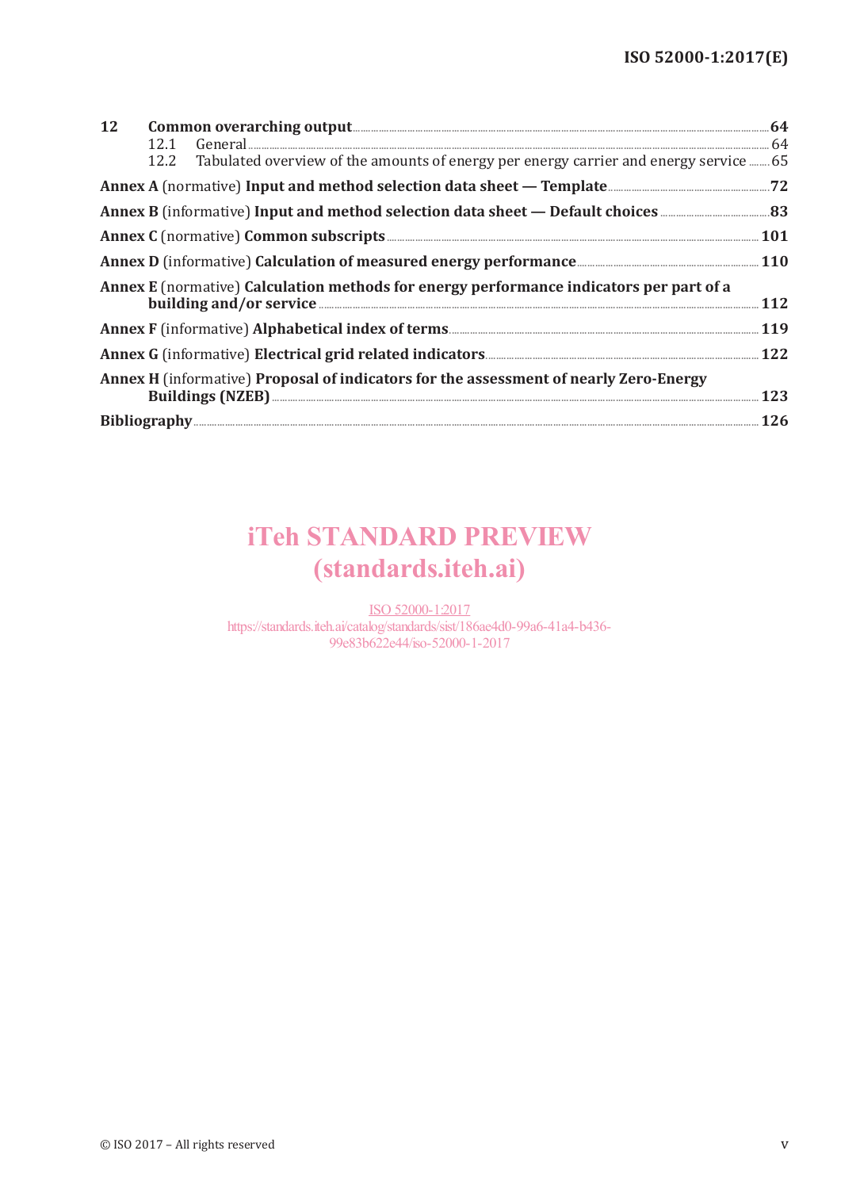**12 Common overarching output** ..... **64**

12.1 General ..... 64

12.2 Tabulated overview of the amounts of energy per energy carrier and energy service ..... 65

**Annex A** (normative) **Input and method selection data sheet — Template** ..... **72**

**Annex B** (informative) **Input and method selection data sheet — Default choices** ..... **83**

**Annex C** (normative) **Common subscripts** ..... **101**

**Annex D** (informative) **Calculation of measured energy performance** ..... **110**

**Annex E** (normative) **Calculation methods for energy performance indicators per part of a building and/or service** ..... **112**

**Annex F** (informative) **Alphabetical index of terms** ..... **119**

**Annex G** (informative) **Electrical grid related indicators** ..... **122**

**Annex H** (informative) **Proposal of indicators for the assessment of nearly Zero-Energy Buildings (NZEB)** ..... **123**

**Bibliography** ..... **126**

iTeh STANDARD PREVIEW
(standards.iteh.ai)

ISO 52000-1:2017
https://standards.iteh.ai/catalog/standards/sist/186ae4d0-99a6-41a4-b436-99e83b622e44/iso-52000-1-2017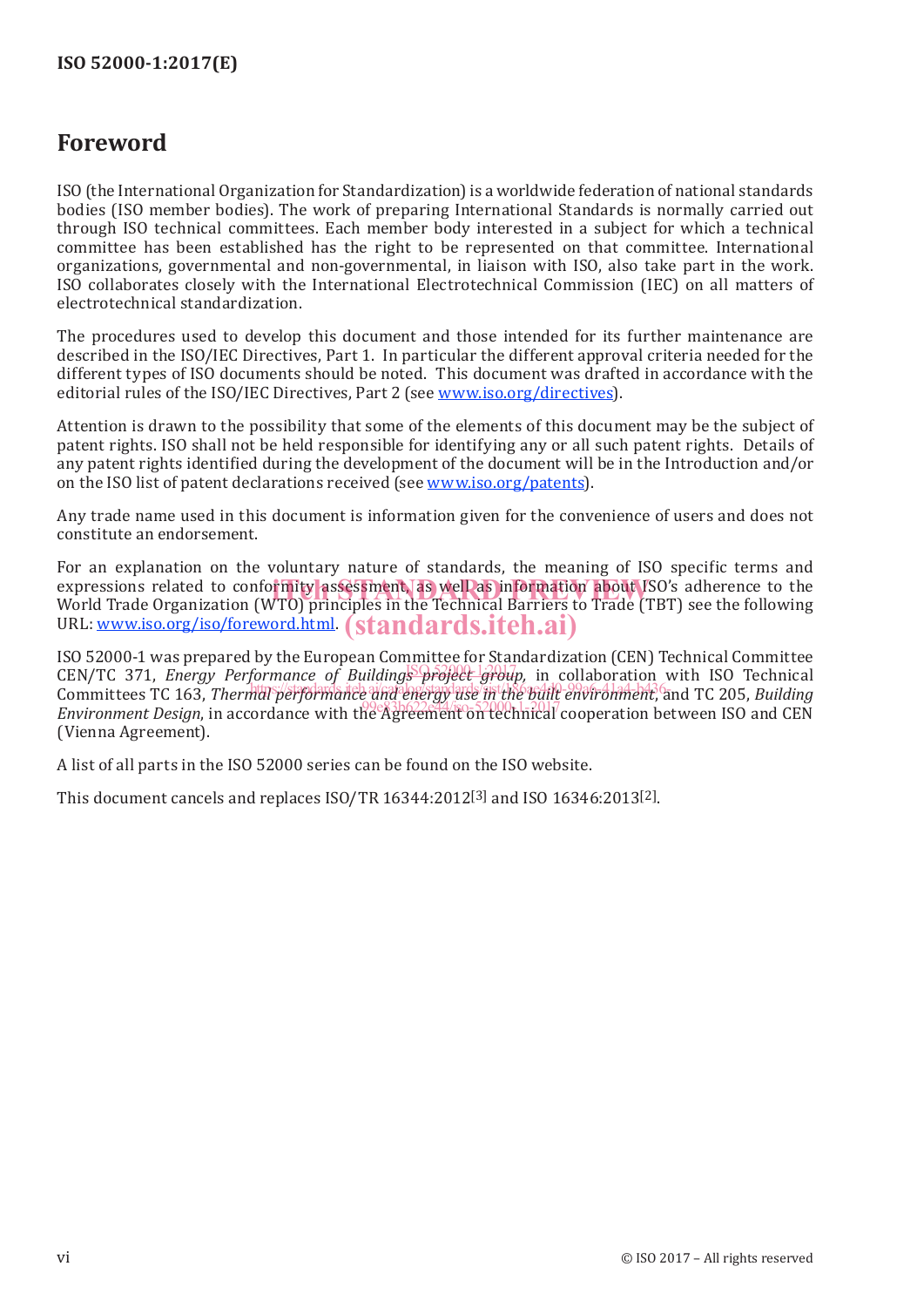## Foreword

ISO (the International Organization for Standardization) is a worldwide federation of national standards bodies (ISO member bodies). The work of preparing International Standards is normally carried out through ISO technical committees. Each member body interested in a subject for which a technical committee has been established has the right to be represented on that committee. International organizations, governmental and non-governmental, in liaison with ISO, also take part in the work. ISO collaborates closely with the International Electrotechnical Commission (IEC) on all matters of electrotechnical standardization.

The procedures used to develop this document and those intended for its further maintenance are described in the ISO/IEC Directives, Part 1. In particular the different approval criteria needed for the different types of ISO documents should be noted. This document was drafted in accordance with the editorial rules of the ISO/IEC Directives, Part 2 (see www.iso.org/directives).

Attention is drawn to the possibility that some of the elements of this document may be the subject of patent rights. ISO shall not be held responsible for identifying any or all such patent rights. Details of any patent rights identified during the development of the document will be in the Introduction and/or on the ISO list of patent declarations received (see www.iso.org/patents).

Any trade name used in this document is information given for the convenience of users and does not constitute an endorsement.

For an explanation on the voluntary nature of standards, the meaning of ISO specific terms and expressions related to conformity assessment, as well as information about ISO's adherence to the World Trade Organization (WTO) principles in the Technical Barriers to Trade (TBT) see the following URL: www.iso.org/iso/foreword.html.

ISO 52000-1 was prepared by the European Committee for Standardization (CEN) Technical Committee CEN/TC 371, *Energy Performance of Buildings project group*, in collaboration with ISO Technical Committees TC 163, *Thermal performance and energy use in the built environment*, and TC 205, *Building Environment Design*, in accordance with the Agreement on technical cooperation between ISO and CEN (Vienna Agreement).

A list of all parts in the ISO 52000 series can be found on the ISO website.

This document cancels and replaces ISO/TR 16344:2012[3] and ISO 16346:2013[2].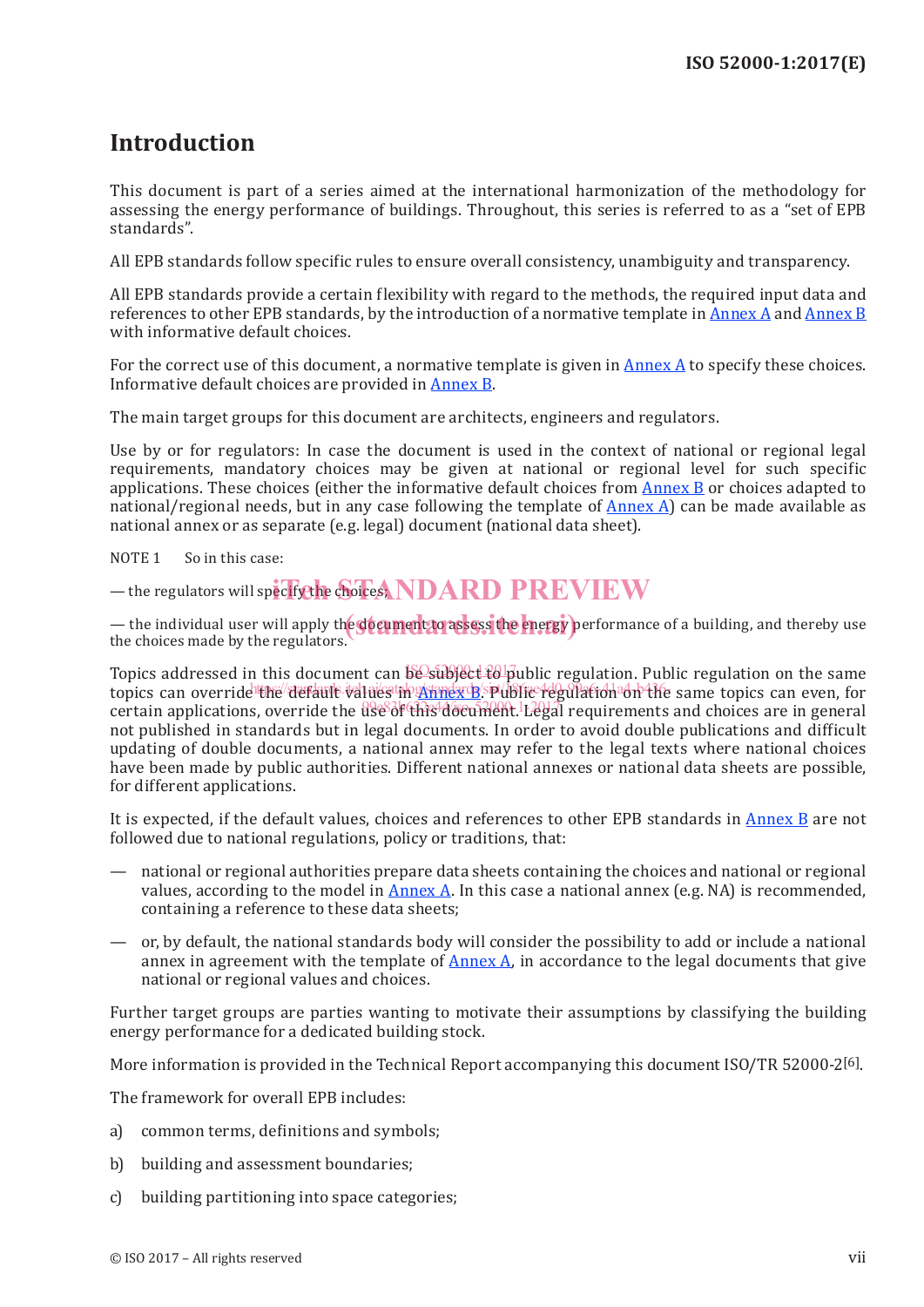# Introduction

This document is part of a series aimed at the international harmonization of the methodology for assessing the energy performance of buildings. Throughout, this series is referred to as a "set of EPB standards".

All EPB standards follow specific rules to ensure overall consistency, unambiguity and transparency.

All EPB standards provide a certain flexibility with regard to the methods, the required input data and references to other EPB standards, by the introduction of a normative template in Annex A and Annex B with informative default choices.

For the correct use of this document, a normative template is given in Annex A to specify these choices. Informative default choices are provided in Annex B.

The main target groups for this document are architects, engineers and regulators.

Use by or for regulators: In case the document is used in the context of national or regional legal requirements, mandatory choices may be given at national or regional level for such specific applications. These choices (either the informative default choices from Annex B or choices adapted to national/regional needs, but in any case following the template of Annex A) can be made available as national annex or as separate (e.g. legal) document (national data sheet).

NOTE 1 So in this case:

— the regulators will specify the choices;

— the individual user will apply the document to assess the energy performance of a building, and thereby use the choices made by the regulators.

Topics addressed in this document can be subject to public regulation. Public regulation on the same topics can override the default values in Annex B. Public regulation on the same topics can even, for certain applications, override the use of this document. Legal requirements and choices are in general not published in standards but in legal documents. In order to avoid double publications and difficult updating of double documents, a national annex may refer to the legal texts where national choices have been made by public authorities. Different national annexes or national data sheets are possible, for different applications.

It is expected, if the default values, choices and references to other EPB standards in Annex B are not followed due to national regulations, policy or traditions, that:

— national or regional authorities prepare data sheets containing the choices and national or regional values, according to the model in Annex A. In this case a national annex (e.g. NA) is recommended, containing a reference to these data sheets;

— or, by default, the national standards body will consider the possibility to add or include a national annex in agreement with the template of Annex A, in accordance to the legal documents that give national or regional values and choices.

Further target groups are parties wanting to motivate their assumptions by classifying the building energy performance for a dedicated building stock.

More information is provided in the Technical Report accompanying this document ISO/TR 52000-2[6].

The framework for overall EPB includes:

a) common terms, definitions and symbols;

b) building and assessment boundaries;

c) building partitioning into space categories;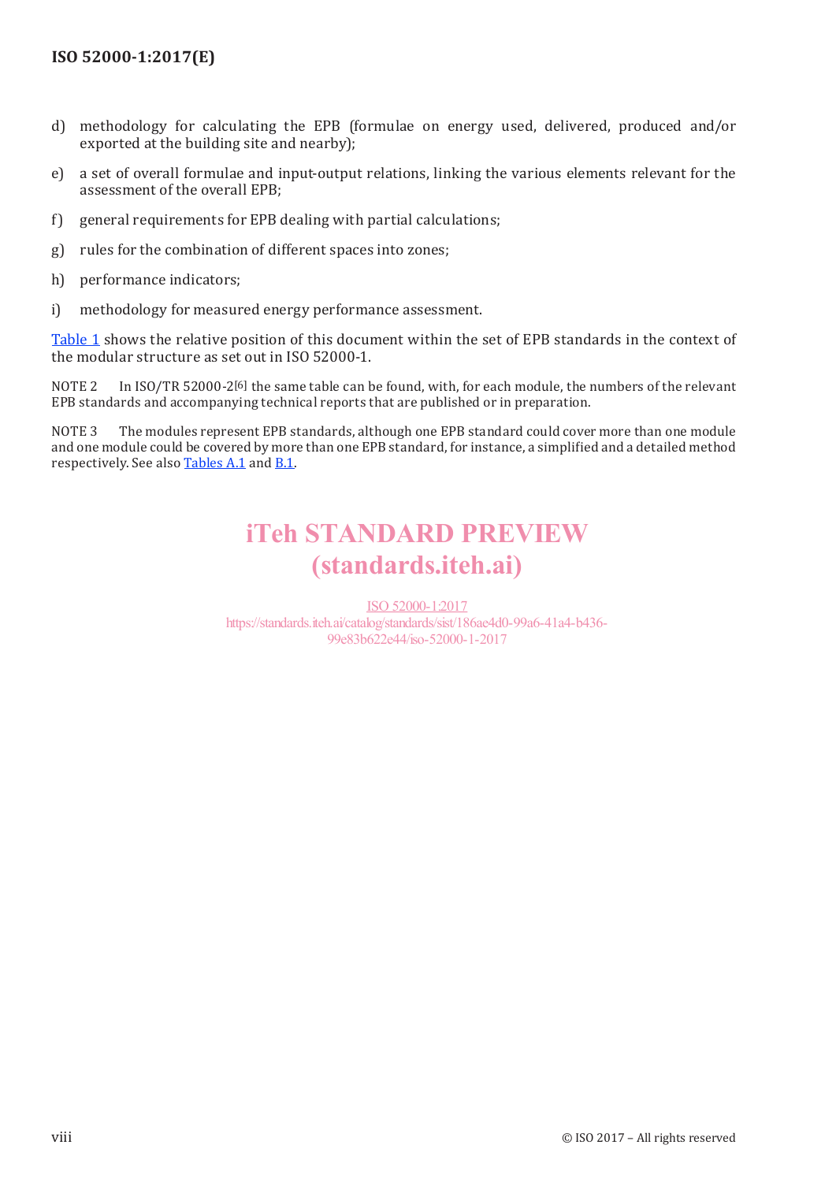d) methodology for calculating the EPB (formulae on energy used, delivered, produced and/or exported at the building site and nearby);

e) a set of overall formulae and input-output relations, linking the various elements relevant for the assessment of the overall EPB;

f) general requirements for EPB dealing with partial calculations;

g) rules for the combination of different spaces into zones;

h) performance indicators;

i) methodology for measured energy performance assessment.

Table 1 shows the relative position of this document within the set of EPB standards in the context of the modular structure as set out in ISO 52000-1.

NOTE 2 In ISO/TR 52000-2[6] the same table can be found, with, for each module, the numbers of the relevant EPB standards and accompanying technical reports that are published or in preparation.

NOTE 3 The modules represent EPB standards, although one EPB standard could cover more than one module and one module could be covered by more than one EPB standard, for instance, a simplified and a detailed method respectively. See also Tables A.1 and B.1.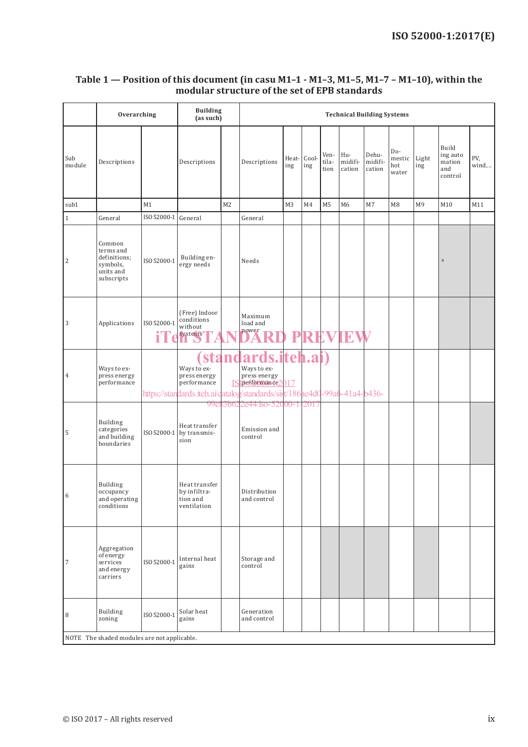**Table 1 — Position of this document (in casu M1–1 - M1–3, M1–5, M1–7 – M1–10), within the modular structure of the set of EPB standards**

| | Overarching | | Building (as such) | | Technical Building Systems | | | | | | | | | |
|---|---|---|---|---|---|---|---|---|---|---|---|---|---|---|
| Sub module | Descriptions | | Descriptions | | Descriptions | Heating | Cooling | Ventilation | Humidification | Dehumidification | Domestic hot water | Lighting | Building automation and control | PV, wind,.. |
| sub1 | | M1 | | M2 | | M3 | M4 | M5 | M6 | M7 | M8 | M9 | M10 | M11 |
| 1 | General | ISO 52000-1 | General | | General | | | | | | | | | |
| 2 | Common terms and definitions; symbols, units and subscripts | ISO 52000-1 | Building energy needs | | Needs | | | | | | | | a | |
| 3 | Applications | ISO 52000-1 | (Free) Indoor conditions without systems | | Maximum load and power | | | | | | | | | |
| 4 | Ways to express energy performance | | Ways to express energy performance | | Ways to express energy performance | | | | | | | | | |
| 5 | Building categories and building boundaries | ISO 52000-1 | Heat transfer by transmission | | Emission and control | | | | | | | | | |
| 6 | Building occupancy and operating conditions | | Heat transfer by infiltration and ventilation | | Distribution and control | | | | | | | | | |
| 7 | Aggregation of energy services and energy carriers | ISO 52000-1 | Internal heat gains | | Storage and control | | | | | | | | | |
| 8 | Building zoning | ISO 52000-1 | Solar heat gains | | Generation and control | | | | | | | | | |

NOTE The shaded modules are not applicable.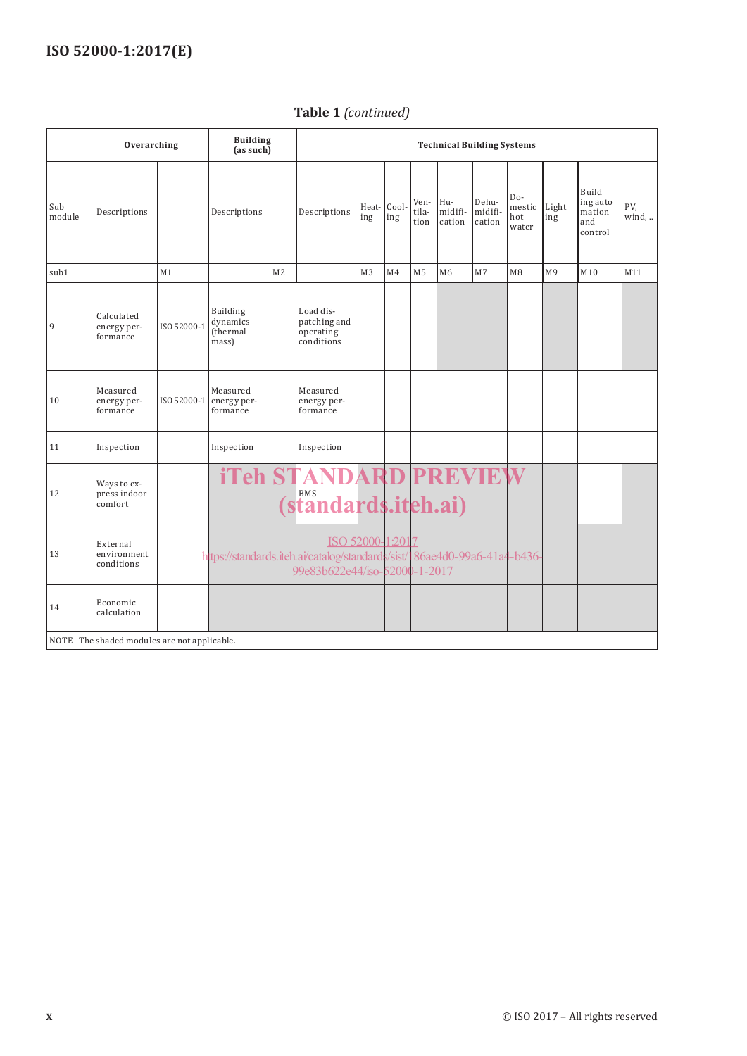**Table 1** *(continued)*

| | Overarching | | Building (as such) | | Technical Building Systems | | | | | | | | | |
|---|---|---|---|---|---|---|---|---|---|---|---|---|---|---|
| Sub module | Descriptions | | Descriptions | | Descriptions | Heating | Cooling | Ventilation | Humidification | Dehumidification | Domestic hot water | Lighting | Building automation and control | PV, wind, .. |
| sub1 | | M1 | | M2 | | M3 | M4 | M5 | M6 | M7 | M8 | M9 | M10 | M11 |
| 9 | Calculated energy performance | ISO 52000-1 | Building dynamics (thermal mass) | | Load dispatching and operating conditions | | | | | | | | | |
| 10 | Measured energy performance | ISO 52000-1 | Measured energy performance | | Measured energy performance | | | | | | | | | |
| 11 | Inspection | | Inspection | | Inspection | | | | | | | | | |
| 12 | Ways to express indoor comfort | | | | BMS | | | | | | | | | |
| 13 | External environment conditions | | | | | | | | | | | | | |
| 14 | Economic calculation | | | | | | | | | | | | | |

NOTE The shaded modules are not applicable.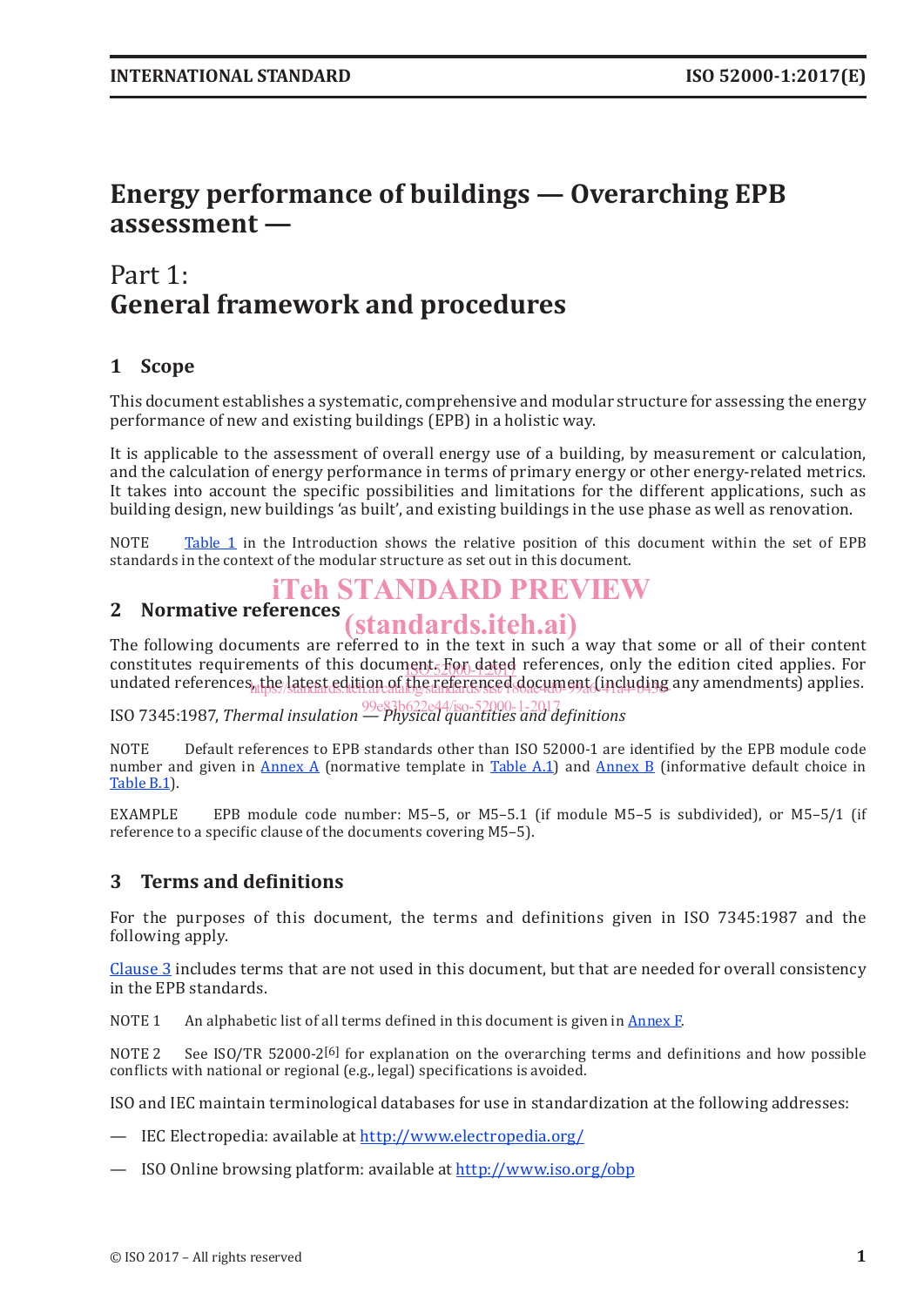# Energy performance of buildings — Overarching EPB assessment —

## Part 1: General framework and procedures

## 1 Scope

This document establishes a systematic, comprehensive and modular structure for assessing the energy performance of new and existing buildings (EPB) in a holistic way.

It is applicable to the assessment of overall energy use of a building, by measurement or calculation, and the calculation of energy performance in terms of primary energy or other energy-related metrics. It takes into account the specific possibilities and limitations for the different applications, such as building design, new buildings 'as built', and existing buildings in the use phase as well as renovation.

NOTE Table 1 in the Introduction shows the relative position of this document within the set of EPB standards in the context of the modular structure as set out in this document.

## 2 Normative references

The following documents are referred to in the text in such a way that some or all of their content constitutes requirements of this document. For dated references, only the edition cited applies. For undated references, the latest edition of the referenced document (including any amendments) applies.

ISO 7345:1987, *Thermal insulation — Physical quantities and definitions*

NOTE Default references to EPB standards other than ISO 52000-1 are identified by the EPB module code number and given in Annex A (normative template in Table A.1) and Annex B (informative default choice in Table B.1).

EXAMPLE EPB module code number: M5–5, or M5–5.1 (if module M5–5 is subdivided), or M5–5/1 (if reference to a specific clause of the documents covering M5–5).

## 3 Terms and definitions

For the purposes of this document, the terms and definitions given in ISO 7345:1987 and the following apply.

Clause 3 includes terms that are not used in this document, but that are needed for overall consistency in the EPB standards.

NOTE 1 An alphabetic list of all terms defined in this document is given in Annex F.

NOTE 2 See ISO/TR 52000-2[6] for explanation on the overarching terms and definitions and how possible conflicts with national or regional (e.g., legal) specifications is avoided.

ISO and IEC maintain terminological databases for use in standardization at the following addresses:

— IEC Electropedia: available at http://www.electropedia.org/

— ISO Online browsing platform: available at http://www.iso.org/obp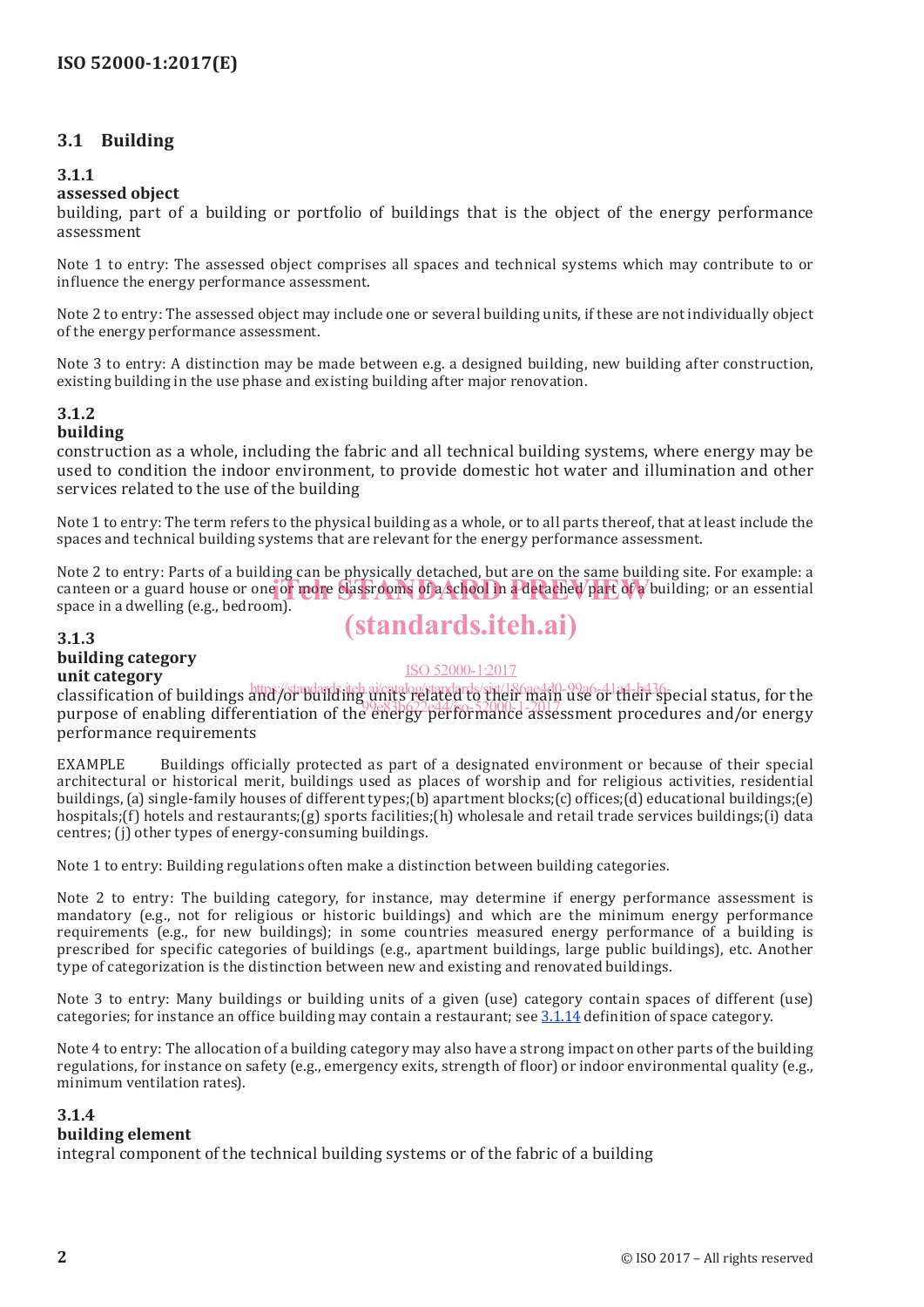## 3.1 Building

### 3.1.1
**assessed object**

building, part of a building or portfolio of buildings that is the object of the energy performance assessment

Note 1 to entry: The assessed object comprises all spaces and technical systems which may contribute to or influence the energy performance assessment.

Note 2 to entry: The assessed object may include one or several building units, if these are not individually object of the energy performance assessment.

Note 3 to entry: A distinction may be made between e.g. a designed building, new building after construction, existing building in the use phase and existing building after major renovation.

### 3.1.2
**building**

construction as a whole, including the fabric and all technical building systems, where energy may be used to condition the indoor environment, to provide domestic hot water and illumination and other services related to the use of the building

Note 1 to entry: The term refers to the physical building as a whole, or to all parts thereof, that at least include the spaces and technical building systems that are relevant for the energy performance assessment.

Note 2 to entry: Parts of a building can be physically detached, but are on the same building site. For example: a canteen or a guard house or one or more classrooms of a school in a detached part of a building; or an essential space in a dwelling (e.g., bedroom).

### 3.1.3
**building category**
**unit category**

classification of buildings and/or building units related to their main use or their special status, for the purpose of enabling differentiation of the energy performance assessment procedures and/or energy performance requirements

EXAMPLE Buildings officially protected as part of a designated environment or because of their special architectural or historical merit, buildings used as places of worship and for religious activities, residential buildings, (a) single-family houses of different types;(b) apartment blocks;(c) offices;(d) educational buildings;(e) hospitals;(f) hotels and restaurants;(g) sports facilities;(h) wholesale and retail trade services buildings;(i) data centres; (j) other types of energy-consuming buildings.

Note 1 to entry: Building regulations often make a distinction between building categories.

Note 2 to entry: The building category, for instance, may determine if energy performance assessment is mandatory (e.g., not for religious or historic buildings) and which are the minimum energy performance requirements (e.g., for new buildings); in some countries measured energy performance of a building is prescribed for specific categories of buildings (e.g., apartment buildings, large public buildings), etc. Another type of categorization is the distinction between new and existing and renovated buildings.

Note 3 to entry: Many buildings or building units of a given (use) category contain spaces of different (use) categories; for instance an office building may contain a restaurant; see 3.1.14 definition of space category.

Note 4 to entry: The allocation of a building category may also have a strong impact on other parts of the building regulations, for instance on safety (e.g., emergency exits, strength of floor) or indoor environmental quality (e.g., minimum ventilation rates).

### 3.1.4
**building element**

integral component of the technical building systems or of the fabric of a building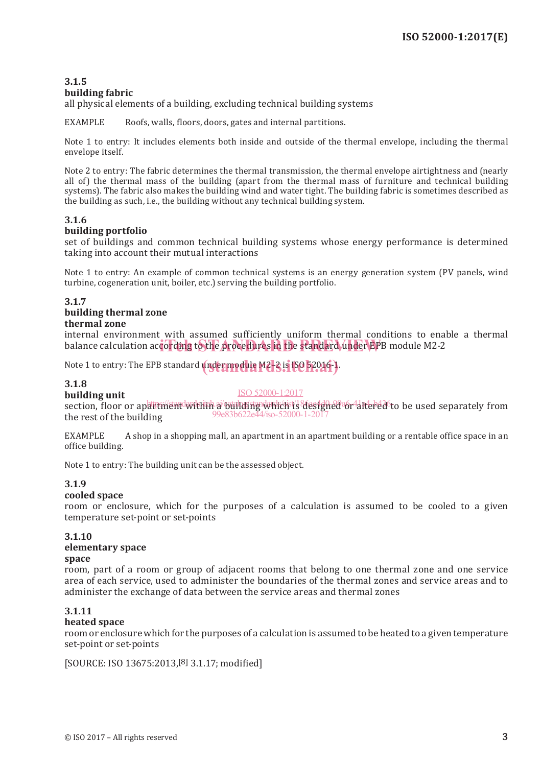### 3.1.5
**building fabric**
all physical elements of a building, excluding technical building systems

EXAMPLE Roofs, walls, floors, doors, gates and internal partitions.

Note 1 to entry: It includes elements both inside and outside of the thermal envelope, including the thermal envelope itself.

Note 2 to entry: The fabric determines the thermal transmission, the thermal envelope airtightness and (nearly all of) the thermal mass of the building (apart from the thermal mass of furniture and technical building systems). The fabric also makes the building wind and water tight. The building fabric is sometimes described as the building as such, i.e., the building without any technical building system.

### 3.1.6
**building portfolio**
set of buildings and common technical building systems whose energy performance is determined taking into account their mutual interactions

Note 1 to entry: An example of common technical systems is an energy generation system (PV panels, wind turbine, cogeneration unit, boiler, etc.) serving the building portfolio.

### 3.1.7
**building thermal zone**
**thermal zone**
internal environment with assumed sufficiently uniform thermal conditions to enable a thermal balance calculation according to the procedures in the standard under EPB module M2-2

Note 1 to entry: The EPB standard under module M2-2 is ISO 52016-1.

### 3.1.8
**building unit**
section, floor or apartment within a building which is designed or altered to be used separately from the rest of the building

EXAMPLE A shop in a shopping mall, an apartment in an apartment building or a rentable office space in an office building.

Note 1 to entry: The building unit can be the assessed object.

### 3.1.9
**cooled space**
room or enclosure, which for the purposes of a calculation is assumed to be cooled to a given temperature set-point or set-points

### 3.1.10
**elementary space**
**space**
room, part of a room or group of adjacent rooms that belong to one thermal zone and one service area of each service, used to administer the boundaries of the thermal zones and service areas and to administer the exchange of data between the service areas and thermal zones

### 3.1.11
**heated space**
room or enclosure which for the purposes of a calculation is assumed to be heated to a given temperature set-point or set-points

[SOURCE: ISO 13675:2013,[8] 3.1.17; modified]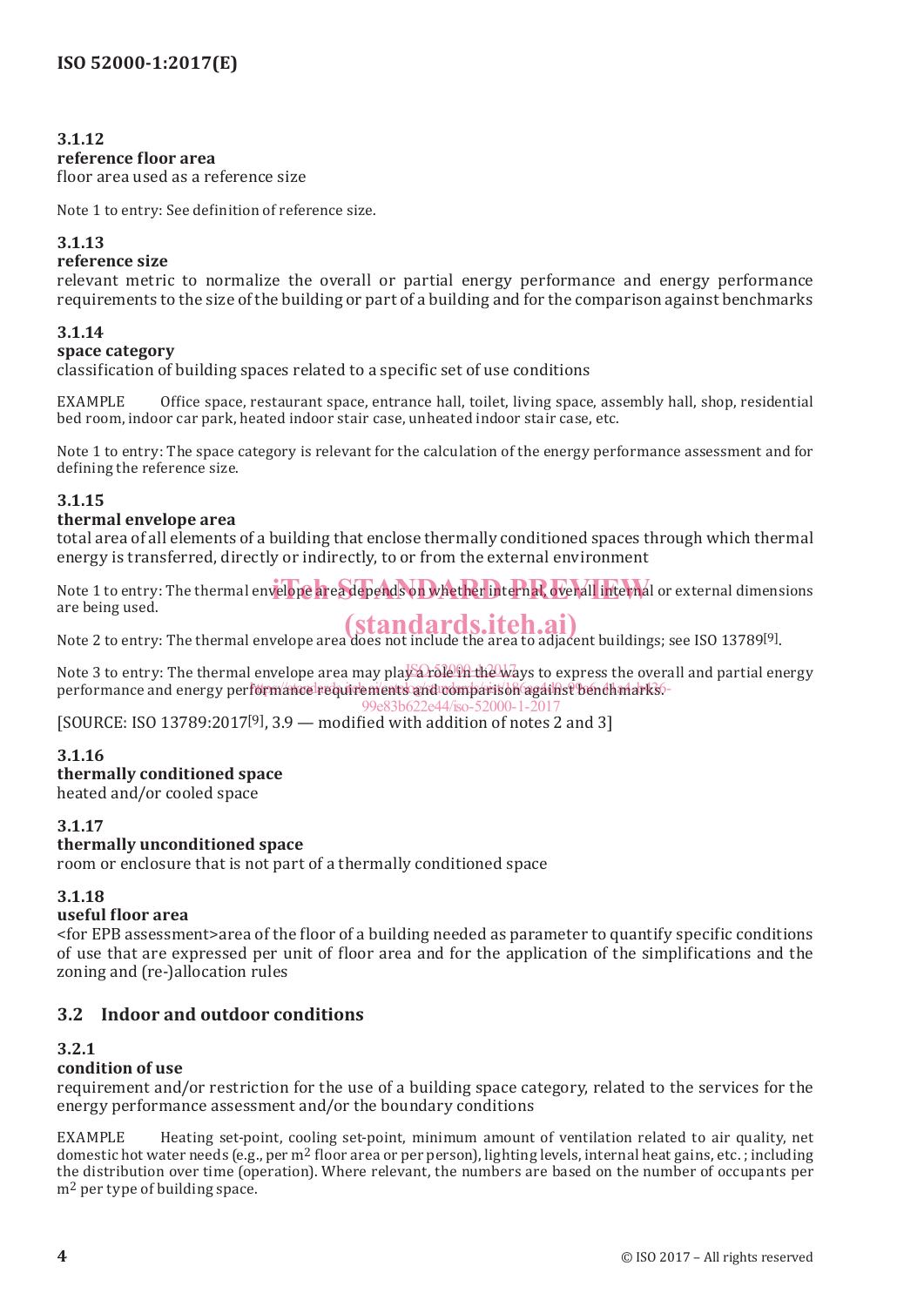**3.1.12**
**reference floor area**
floor area used as a reference size

Note 1 to entry: See definition of reference size.

**3.1.13**
**reference size**
relevant metric to normalize the overall or partial energy performance and energy performance requirements to the size of the building or part of a building and for the comparison against benchmarks

**3.1.14**
**space category**
classification of building spaces related to a specific set of use conditions

EXAMPLE Office space, restaurant space, entrance hall, toilet, living space, assembly hall, shop, residential bed room, indoor car park, heated indoor stair case, unheated indoor stair case, etc.

Note 1 to entry: The space category is relevant for the calculation of the energy performance assessment and for defining the reference size.

**3.1.15**
**thermal envelope area**
total area of all elements of a building that enclose thermally conditioned spaces through which thermal energy is transferred, directly or indirectly, to or from the external environment

Note 1 to entry: The thermal envelope area depends on whether internal, overall internal or external dimensions are being used.

Note 2 to entry: The thermal envelope area does not include the area to adjacent buildings; see ISO 13789[9].

Note 3 to entry: The thermal envelope area may play a role in the ways to express the overall and partial energy performance and energy performance requirements and comparison against benchmarks.

[SOURCE: ISO 13789:2017[9], 3.9 — modified with addition of notes 2 and 3]

**3.1.16**
**thermally conditioned space**
heated and/or cooled space

**3.1.17**
**thermally unconditioned space**
room or enclosure that is not part of a thermally conditioned space

**3.1.18**
**useful floor area**
<for EPB assessment>area of the floor of a building needed as parameter to quantify specific conditions of use that are expressed per unit of floor area and for the application of the simplifications and the zoning and (re-)allocation rules

## 3.2 Indoor and outdoor conditions

**3.2.1**
**condition of use**
requirement and/or restriction for the use of a building space category, related to the services for the energy performance assessment and/or the boundary conditions

EXAMPLE Heating set-point, cooling set-point, minimum amount of ventilation related to air quality, net domestic hot water needs (e.g., per $m^2$ floor area or per person), lighting levels, internal heat gains, etc. ; including the distribution over time (operation). Where relevant, the numbers are based on the number of occupants per $m^2$ per type of building space.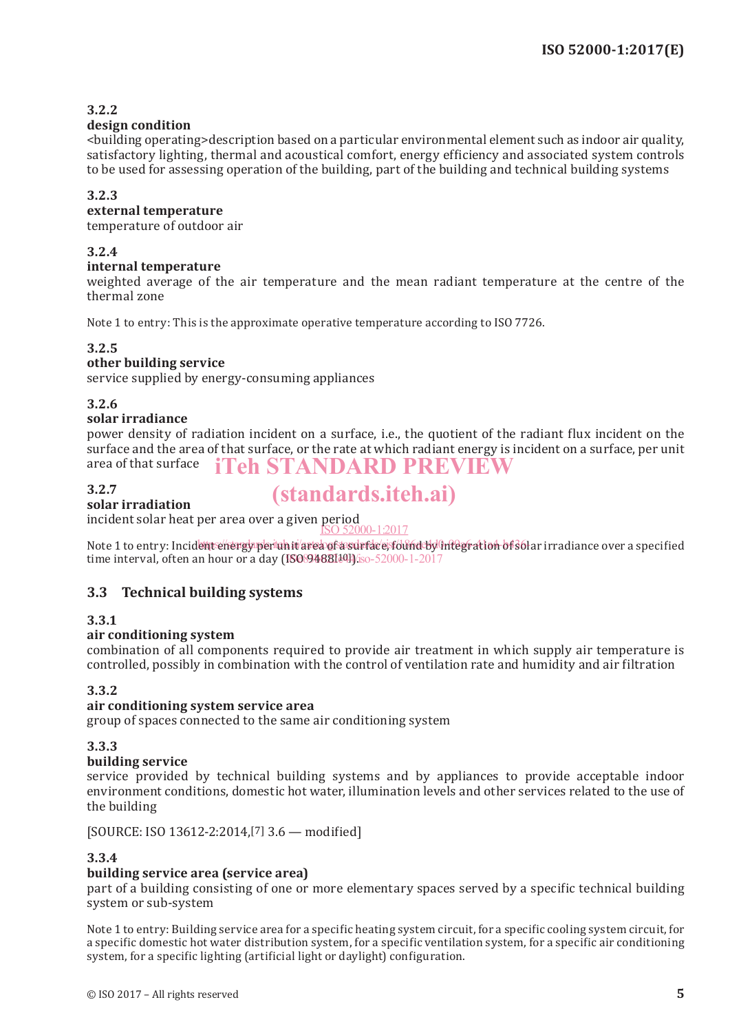**3.2.2**

**design condition**

<building operating>description based on a particular environmental element such as indoor air quality, satisfactory lighting, thermal and acoustical comfort, energy efficiency and associated system controls to be used for assessing operation of the building, part of the building and technical building systems

**3.2.3**

**external temperature**

temperature of outdoor air

**3.2.4**

**internal temperature**

weighted average of the air temperature and the mean radiant temperature at the centre of the thermal zone

Note 1 to entry: This is the approximate operative temperature according to ISO 7726.

**3.2.5**

**other building service**

service supplied by energy-consuming appliances

**3.2.6**

**solar irradiance**

power density of radiation incident on a surface, i.e., the quotient of the radiant flux incident on the surface and the area of that surface, or the rate at which radiant energy is incident on a surface, per unit area of that surface

**3.2.7**

**solar irradiation**

incident solar heat per area over a given period

Note 1 to entry: Incident energy per unit area of a surface, found by integration of solar irradiance over a specified time interval, often an hour or a day (ISO 9488[10]).

## 3.3 Technical building systems

**3.3.1**

**air conditioning system**

combination of all components required to provide air treatment in which supply air temperature is controlled, possibly in combination with the control of ventilation rate and humidity and air filtration

**3.3.2**

**air conditioning system service area**

group of spaces connected to the same air conditioning system

**3.3.3**

**building service**

service provided by technical building systems and by appliances to provide acceptable indoor environment conditions, domestic hot water, illumination levels and other services related to the use of the building

[SOURCE: ISO 13612-2:2014,[7] 3.6 — modified]

**3.3.4**

**building service area (service area)**

part of a building consisting of one or more elementary spaces served by a specific technical building system or sub-system

Note 1 to entry: Building service area for a specific heating system circuit, for a specific cooling system circuit, for a specific domestic hot water distribution system, for a specific ventilation system, for a specific air conditioning system, for a specific lighting (artificial light or daylight) configuration.